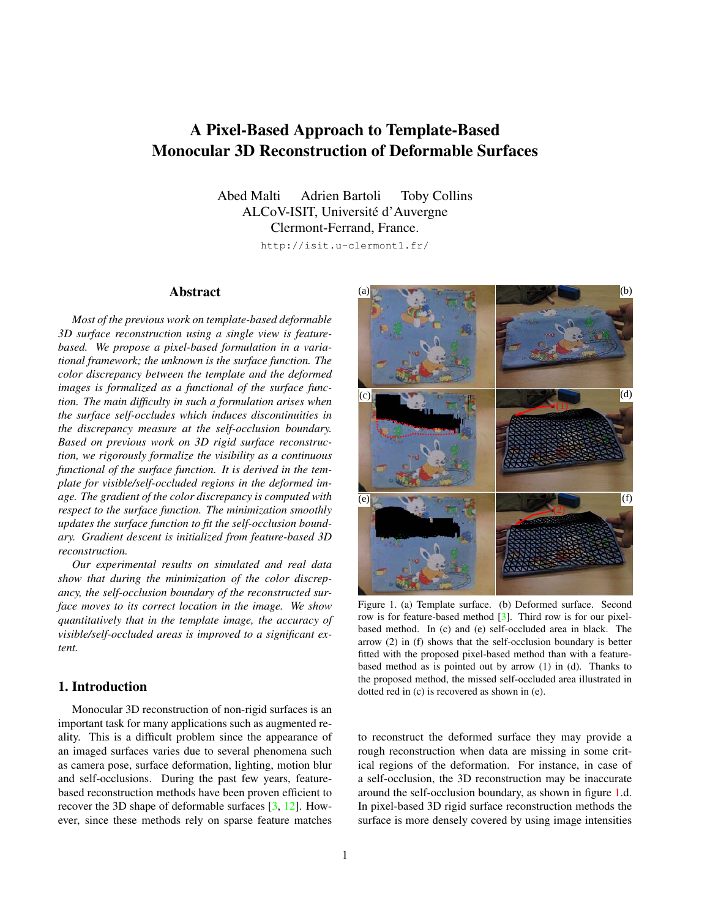# A Pixel-Based Approach to Template-Based Monocular 3D Reconstruction of Deformable Surfaces

Abed Malti  Adrien Bartoli  Toby Collins
ALCoV-ISIT, Université d'Auvergne
Clermont-Ferrand, France.

http://isit.u-clermont1.fr/

## Abstract

*Most of the previous work on template-based deformable 3D surface reconstruction using a single view is feature-based. We propose a pixel-based formulation in a variational framework; the unknown is the surface function. The color discrepancy between the template and the deformed images is formalized as a functional of the surface function. The main difficulty in such a formulation arises when the surface self-occludes which induces discontinuities in the discrepancy measure at the self-occlusion boundary. Based on previous work on 3D rigid surface reconstruction, we rigorously formalize the visibility as a continuous functional of the surface function. It is derived in the template for visible/self-occluded regions in the deformed image. The gradient of the color discrepancy is computed with respect to the surface function. The minimization smoothly updates the surface function to fit the self-occlusion boundary. Gradient descent is initialized from feature-based 3D reconstruction.*

*Our experimental results on simulated and real data show that during the minimization of the color discrepancy, the self-occlusion boundary of the reconstructed surface moves to its correct location in the image. We show quantitatively that in the template image, the accuracy of visible/self-occluded areas is improved to a significant extent.*

Figure 1. (a) Template surface. (b) Deformed surface. Second row is for feature-based method [3]. Third row is for our pixel-based method. In (c) and (e) self-occluded area in black. The arrow (2) in (f) shows that the self-occlusion boundary is better fitted with the proposed pixel-based method than with a feature-based method as is pointed out by arrow (1) in (d). Thanks to the proposed method, the missed self-occluded area illustrated in dotted red in (c) is recovered as shown in (e).

## 1. Introduction

Monocular 3D reconstruction of non-rigid surfaces is an important task for many applications such as augmented reality. This is a difficult problem since the appearance of an imaged surfaces varies due to several phenomena such as camera pose, surface deformation, lighting, motion blur and self-occlusions. During the past few years, feature-based reconstruction methods have been proven efficient to recover the 3D shape of deformable surfaces [3, 12]. However, since these methods rely on sparse feature matches to reconstruct the deformed surface they may provide a rough reconstruction when data are missing in some critical regions of the deformation. For instance, in case of a self-occlusion, the 3D reconstruction may be inaccurate around the self-occlusion boundary, as shown in figure 1.d. In pixel-based 3D rigid surface reconstruction methods the surface is more densely covered by using image intensities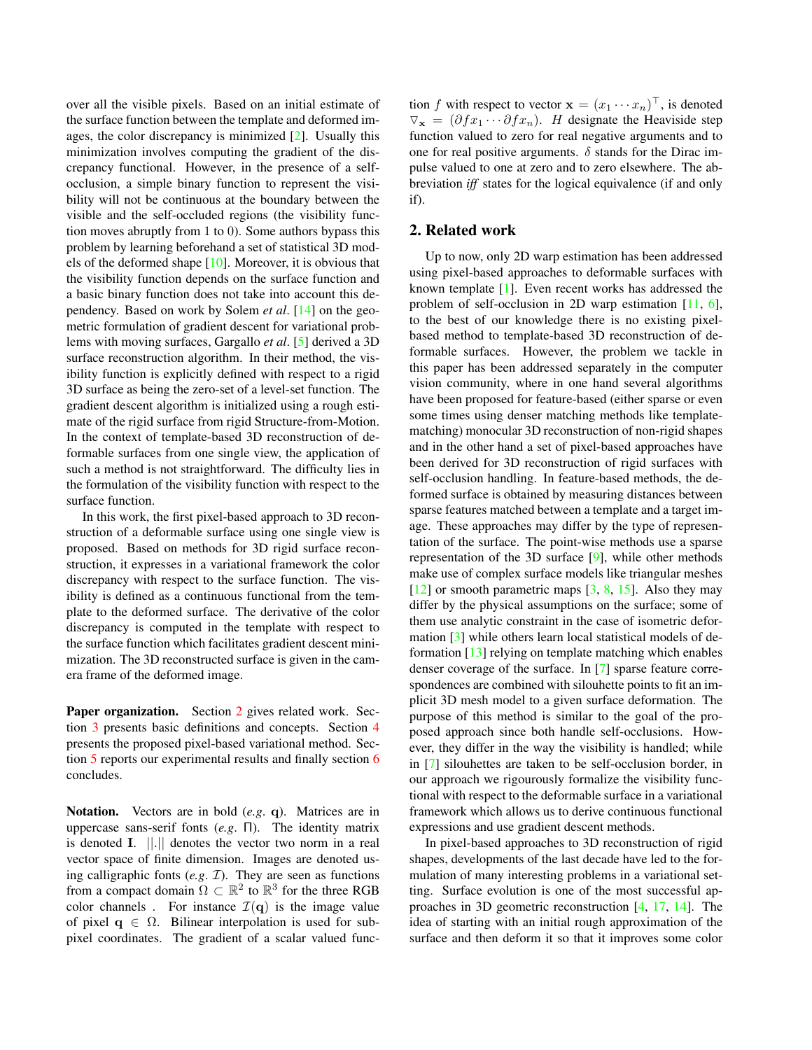over all the visible pixels. Based on an initial estimate of the surface function between the template and deformed images, the color discrepancy is minimized [2]. Usually this minimization involves computing the gradient of the discrepancy functional. However, in the presence of a self-occlusion, a simple binary function to represent the visibility will not be continuous at the boundary between the visible and the self-occluded regions (the visibility function moves abruptly from 1 to 0). Some authors bypass this problem by learning beforehand a set of statistical 3D models of the deformed shape [10]. Moreover, it is obvious that the visibility function depends on the surface function and a basic binary function does not take into account this dependency. Based on work by Solem *et al*. [14] on the geometric formulation of gradient descent for variational problems with moving surfaces, Gargallo *et al*. [5] derived a 3D surface reconstruction algorithm. In their method, the visibility function is explicitly defined with respect to a rigid 3D surface as being the zero-set of a level-set function. The gradient descent algorithm is initialized using a rough estimate of the rigid surface from rigid Structure-from-Motion. In the context of template-based 3D reconstruction of deformable surfaces from one single view, the application of such a method is not straightforward. The difficulty lies in the formulation of the visibility function with respect to the surface function.

In this work, the first pixel-based approach to 3D reconstruction of a deformable surface using one single view is proposed. Based on methods for 3D rigid surface reconstruction, it expresses in a variational framework the color discrepancy with respect to the surface function. The visibility is defined as a continuous functional from the template to the deformed surface. The derivative of the color discrepancy is computed in the template with respect to the surface function which facilitates gradient descent minimization. The 3D reconstructed surface is given in the camera frame of the deformed image.

**Paper organization.** Section 2 gives related work. Section 3 presents basic definitions and concepts. Section 4 presents the proposed pixel-based variational method. Section 5 reports our experimental results and finally section 6 concludes.

**Notation.** Vectors are in bold (*e.g.* $\mathbf{q}$). Matrices are in uppercase sans-serif fonts (*e.g.* $\mathsf{\Pi}$). The identity matrix is denoted $\mathbf{I}$. $||.||$ denotes the vector two norm in a real vector space of finite dimension. Images are denoted using calligraphic fonts (*e.g.* $\mathcal{I}$). They are seen as functions from a compact domain $\Omega \subset \mathbb{R}^2$ to $\mathbb{R}^3$ for the three RGB color channels . For instance $\mathcal{I}(\mathbf{q})$ is the image value of pixel $\mathbf{q} \in \Omega$. Bilinear interpolation is used for sub-pixel coordinates. The gradient of a scalar valued function $f$ with respect to vector $\mathbf{x} = (x_1 \cdots x_n)^\top$, is denoted $\triangledown_{\mathbf{x}} = (\partial f x_1 \cdots \partial f x_n)$. $H$ designate the Heaviside step function valued to zero for real negative arguments and to one for real positive arguments. $\delta$ stands for the Dirac impulse valued to one at zero and to zero elsewhere. The abbreviation *iff* states for the logical equivalence (if and only if).

## 2. Related work

Up to now, only 2D warp estimation has been addressed using pixel-based approaches to deformable surfaces with known template [1]. Even recent works has addressed the problem of self-occlusion in 2D warp estimation [11, 6], to the best of our knowledge there is no existing pixel-based method to template-based 3D reconstruction of deformable surfaces. However, the problem we tackle in this paper has been addressed separately in the computer vision community, where in one hand several algorithms have been proposed for feature-based (either sparse or even some times using denser matching methods like template-matching) monocular 3D reconstruction of non-rigid shapes and in the other hand a set of pixel-based approaches have been derived for 3D reconstruction of rigid surfaces with self-occlusion handling. In feature-based methods, the deformed surface is obtained by measuring distances between sparse features matched between a template and a target image. These approaches may differ by the type of representation of the surface. The point-wise methods use a sparse representation of the 3D surface [9], while other methods make use of complex surface models like triangular meshes [12] or smooth parametric maps [3, 8, 15]. Also they may differ by the physical assumptions on the surface; some of them use analytic constraint in the case of isometric deformation [3] while others learn local statistical models of deformation [13] relying on template matching which enables denser coverage of the surface. In [7] sparse feature correspondences are combined with silouhette points to fit an implicit 3D mesh model to a given surface deformation. The purpose of this method is similar to the goal of the proposed approach since both handle self-occlusions. However, they differ in the way the visibility is handled; while in [7] silouhettes are taken to be self-occlusion border, in our approach we rigourously formalize the visibility functional with respect to the deformable surface in a variational framework which allows us to derive continuous functional expressions and use gradient descent methods.

In pixel-based approaches to 3D reconstruction of rigid shapes, developments of the last decade have led to the formulation of many interesting problems in a variational setting. Surface evolution is one of the most successful approaches in 3D geometric reconstruction [4, 17, 14]. The idea of starting with an initial rough approximation of the surface and then deform it so that it improves some color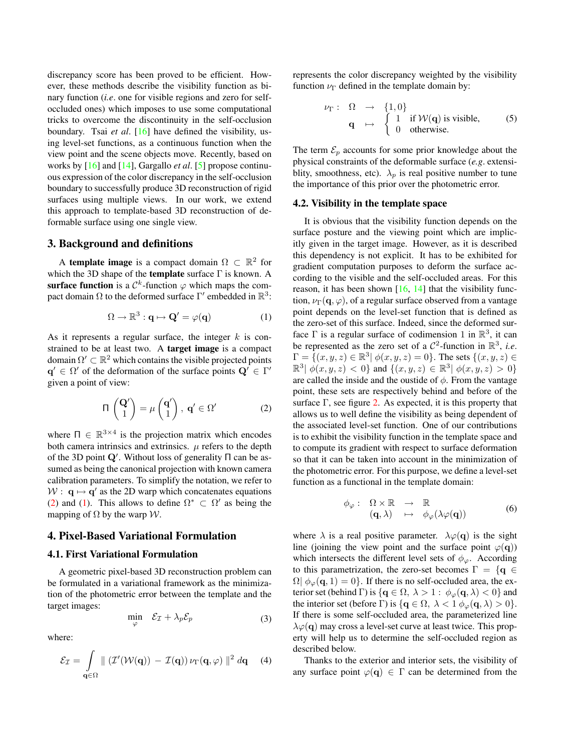discrepancy score has been proved to be efficient. However, these methods describe the visibility function as binary function (*i.e*. one for visible regions and zero for self-occluded ones) which imposes to use some computational tricks to overcome the discontinuity in the self-occlusion boundary. Tsai *et al*. [16] have defined the visibility, using level-set functions, as a continuous function when the view point and the scene objects move. Recently, based on works by [16] and [14], Gargallo *et al*. [5] propose continuous expression of the color discrepancy in the self-occlusion boundary to successfully produce 3D reconstruction of rigid surfaces using multiple views. In our work, we extend this approach to template-based 3D reconstruction of deformable surface using one single view.

## 3. Background and definitions

A **template image** is a compact domain $\Omega \subset \mathbb{R}^2$ for which the 3D shape of the **template** surface $\Gamma$ is known. A **surface function** is a $\mathcal{C}^k$-function $\varphi$ which maps the compact domain $\Omega$ to the deformed surface $\Gamma'$ embedded in $\mathbb{R}^3$:

$$\Omega \rightarrow \mathbb{R}^3 : \mathbf{q} \mapsto \mathbf{Q}' = \varphi(\mathbf{q}) \tag{1}$$

As it represents a regular surface, the integer $k$ is constrained to be at least two. A **target image** is a compact domain $\Omega' \subset \mathbb{R}^2$ which contains the visible projected points $\mathbf{q}' \in \Omega'$ of the deformation of the surface points $\mathbf{Q}' \in \Gamma'$ given a point of view:

$$\Pi \begin{pmatrix} \mathbf{Q}' \\ 1 \end{pmatrix} = \mu \begin{pmatrix} \mathbf{q}' \\ 1 \end{pmatrix}, \ \mathbf{q}' \in \Omega' \tag{2}$$

where $\Pi \in \mathbb{R}^{3\times 4}$ is the projection matrix which encodes both camera intrinsics and extrinsics. $\mu$ refers to the depth of the 3D point $\mathbf{Q}'$. Without loss of generality $\Pi$ can be assumed as being the canonical projection with known camera calibration parameters. To simplify the notation, we refer to $\mathcal{W} : \ \mathbf{q} \mapsto \mathbf{q}'$ as the 2D warp which concatenates equations (2) and (1). This allows to define $\Omega^* \subset \Omega'$ as being the mapping of $\Omega$ by the warp $\mathcal{W}$.

## 4. Pixel-Based Variational Formulation

### 4.1. First Variational Formulation

A geometric pixel-based 3D reconstruction problem can be formulated in a variational framework as the minimization of the photometric error between the template and the target images:

$$\min_{\varphi} \quad \mathcal{E}_{\mathcal{I}} + \lambda_p \mathcal{E}_p \tag{3}$$

where:

$$\mathcal{E}_{\mathcal{I}} = \int_{\mathbf{q}\in\Omega} \| \left(\mathcal{I}'(\mathcal{W}(\mathbf{q})) - \mathcal{I}(\mathbf{q})\right) \nu_{\Gamma}(\mathbf{q}, \varphi) \|^2 \, d\mathbf{q} \tag{4}$$

represents the color discrepancy weighted by the visibility function $\nu_\Gamma$ defined in the template domain by:

$$\begin{array}{rccl} \nu_\Gamma : & \Omega & \rightarrow & \{1, 0\} \\ & \mathbf{q} & \mapsto & \left\{ \begin{array}{ll} 1 & \text{if } \mathcal{W}(\mathbf{q}) \text{ is visible,} \\ 0 & \text{otherwise.} \end{array} \right. \end{array} \tag{5}$$

The term $\mathcal{E}_p$ accounts for some prior knowledge about the physical constraints of the deformable surface (*e.g*. extensiblity, smoothness, etc). $\lambda_p$ is real positive number to tune the importance of this prior over the photometric error.

### 4.2. Visibility in the template space

It is obvious that the visibility function depends on the surface posture and the viewing point which are implicitly given in the target image. However, as it is described this dependency is not explicit. It has to be exhibited for gradient computation purposes to deform the surface according to the visible and the self-occluded areas. For this reason, it has been shown [16, 14] that the visibility function, $\nu_\Gamma(\mathbf{q}, \varphi)$, of a regular surface observed from a vantage point depends on the level-set function that is defined as the zero-set of this surface. Indeed, since the deformed surface $\Gamma$ is a regular surface of codimension 1 in $\mathbb{R}^3$, it can be represented as the zero set of a $\mathcal{C}^2$-function in $\mathbb{R}^3$, *i.e.* $\Gamma = \{(x, y, z) \in \mathbb{R}^3 | \ \phi(x, y, z) = 0\}$. The sets $\{(x, y, z) \in \mathbb{R}^3 | \ \phi(x, y, z) < 0\}$ and $\{(x, y, z) \in \mathbb{R}^3 | \ \phi(x, y, z) > 0\}$ are called the inside and the oustide of $\phi$. From the vantage point, these sets are respectively behind and before of the surface $\Gamma$, see figure 2. As expected, it is this property that allows us to well define the visibility as being dependent of the associated level-set function. One of our contributions is to exhibit the visibility function in the template space and to compute its gradient with respect to surface deformation so that it can be taken into account in the minimization of the photometric error. For this purpose, we define a level-set function as a functional in the template domain:

$$\begin{array}{rccl} \phi_\varphi : & \Omega \times \mathbb{R} & \rightarrow & \mathbb{R} \\ & (\mathbf{q}, \lambda) & \mapsto & \phi_\varphi(\lambda\varphi(\mathbf{q})) \end{array} \tag{6}$$

where $\lambda$ is a real positive parameter. $\lambda\varphi(\mathbf{q})$ is the sight line (joining the view point and the surface point $\varphi(\mathbf{q})$) which intersects the different level sets of $\phi_\varphi$. According to this parametrization, the zero-set becomes $\Gamma = \{\mathbf{q} \in \Omega | \ \phi_\varphi(\mathbf{q}, 1) = 0\}$. If there is no self-occluded area, the exterior set (behind $\Gamma$) is $\{\mathbf{q} \in \Omega, \ \lambda > 1 : \ \phi_\varphi(\mathbf{q}, \lambda) < 0\}$ and the interior set (before $\Gamma$) is $\{\mathbf{q} \in \Omega, \ \lambda < 1 \ \phi_\varphi(\mathbf{q}, \lambda) > 0\}$. If there is some self-occluded area, the parameterized line $\lambda\varphi(\mathbf{q})$ may cross a level-set curve at least twice. This property will help us to determine the self-occluded region as described below.

Thanks to the exterior and interior sets, the visibility of any surface point $\varphi(\mathbf{q}) \in \Gamma$ can be determined from the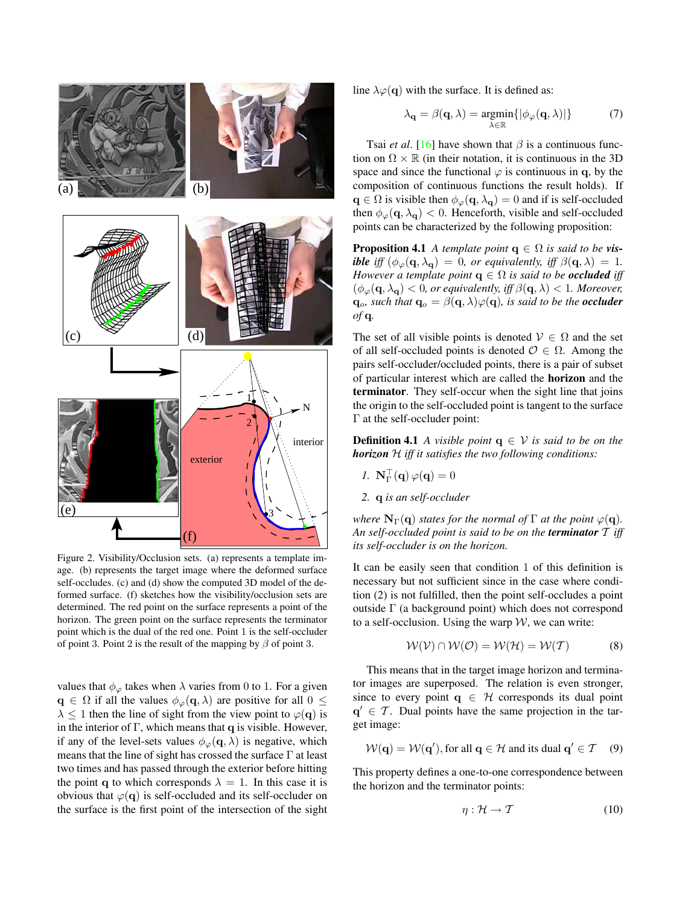Figure 2. Visibility/Occlusion sets. (a) represents a template image. (b) represents the target image where the deformed surface self-occludes. (c) and (d) show the computed 3D model of the deformed surface. (f) sketches how the visibility/occlusion sets are determined. The red point on the surface represents a point of the horizon. The green point on the surface represents the terminator point which is the dual of the red one. Point 1 is the self-occluder of point 3. Point 2 is the result of the mapping by $\beta$ of point 3.

values that $\phi_\varphi$ takes when $\lambda$ varies from 0 to 1. For a given $\mathbf{q} \in \Omega$ if all the values $\phi_\varphi(\mathbf{q}, \lambda)$ are positive for all $0 \leq \lambda \leq 1$ then the line of sight from the view point to $\varphi(\mathbf{q})$ is in the interior of $\Gamma$, which means that $\mathbf{q}$ is visible. However, if any of the level-sets values $\phi_\varphi(\mathbf{q}, \lambda)$ is negative, which means that the line of sight has crossed the surface $\Gamma$ at least two times and has passed through the exterior before hitting the point $\mathbf{q}$ to which corresponds $\lambda = 1$. In this case it is obvious that $\varphi(\mathbf{q})$ is self-occluded and its self-occluder on the surface is the first point of the intersection of the sight line $\lambda\varphi(\mathbf{q})$ with the surface. It is defined as:

$$\lambda_{\mathbf{q}} = \beta(\mathbf{q}, \lambda) = \underset{\lambda \in \mathbb{R}}{\operatorname{argmin}}\{|\phi_\varphi(\mathbf{q}, \lambda)|\} \tag{7}$$

Tsai *et al*. [16] have shown that $\beta$ is a continuous function on $\Omega \times \mathbb{R}$ (in their notation, it is continuous in the 3D space and since the functional $\varphi$ is continuous in $\mathbf{q}$, by the composition of continuous functions the result holds). If $\mathbf{q} \in \Omega$ is visible then $\phi_\varphi(\mathbf{q}, \lambda_{\mathbf{q}}) = 0$ and if is self-occluded then $\phi_\varphi(\mathbf{q}, \lambda_{\mathbf{q}}) < 0$. Henceforth, visible and self-occluded points can be characterized by the following proposition:

**Proposition 4.1** *A template point $\mathbf{q} \in \Omega$ is said to be **visible** iff ($\phi_\varphi(\mathbf{q}, \lambda_{\mathbf{q}}) = 0$, or equivalently, iff $\beta(\mathbf{q}, \lambda) = 1$. However a template point $\mathbf{q} \in \Omega$ is said to be **occluded** iff ($\phi_\varphi(\mathbf{q}, \lambda_{\mathbf{q}}) < 0$, or equivalently, iff $\beta(\mathbf{q}, \lambda) < 1$. Moreover, $\mathbf{q}_o$, such that $\mathbf{q}_o = \beta(\mathbf{q}, \lambda)\varphi(\mathbf{q})$, is said to be the **occluder** of $\mathbf{q}$.*

The set of all visible points is denoted $\mathcal{V} \in \Omega$ and the set of all self-occluded points is denoted $\mathcal{O} \in \Omega$. Among the pairs self-occluder/occluded points, there is a pair of subset of particular interest which are called the **horizon** and the **terminator**. They self-occur when the sight line that joins the origin to the self-occluded point is tangent to the surface $\Gamma$ at the self-occluder point:

**Definition 4.1** *A visible point $\mathbf{q} \in \mathcal{V}$ is said to be on the **horizon** $\mathcal{H}$ iff it satisfies the two following conditions:*

1. $\mathbf{N}_\Gamma^\top(\mathbf{q})\,\varphi(\mathbf{q}) = 0$
2. *$\mathbf{q}$ is an self-occluder*

*where $\mathbf{N}_\Gamma(\mathbf{q})$ states for the normal of $\Gamma$ at the point $\varphi(\mathbf{q})$. An self-occluded point is said to be on the **terminator** $\mathcal{T}$ iff its self-occluder is on the horizon.*

It can be easily seen that condition 1 of this definition is necessary but not sufficient since in the case where condition (2) is not fulfilled, then the point self-occludes a point outside $\Gamma$ (a background point) which does not correspond to a self-occlusion. Using the warp $\mathcal{W}$, we can write:

$$\mathcal{W}(\mathcal{V}) \cap \mathcal{W}(\mathcal{O}) = \mathcal{W}(\mathcal{H}) = \mathcal{W}(\mathcal{T}) \tag{8}$$

This means that in the target image horizon and terminator images are superposed. The relation is even stronger, since to every point $\mathbf{q} \in \mathcal{H}$ corresponds its dual point $\mathbf{q}' \in \mathcal{T}$. Dual points have the same projection in the target image:

$$\mathcal{W}(\mathbf{q}) = \mathcal{W}(\mathbf{q}'), \text{for all } \mathbf{q} \in \mathcal{H} \text{ and its dual } \mathbf{q}' \in \mathcal{T} \tag{9}$$

This property defines a one-to-one correspondence between the horizon and the terminator points:

$$\eta : \mathcal{H} \rightarrow \mathcal{T} \tag{10}$$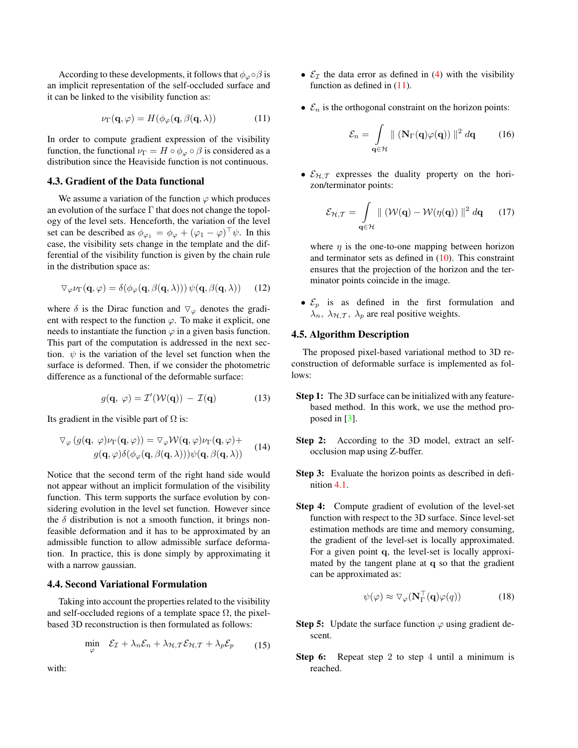According to these developments, it follows that $\phi_\varphi \circ \beta$ is an implicit representation of the self-occluded surface and it can be linked to the visibility function as:

$$\nu_\Gamma(\mathbf{q}, \varphi) = H(\phi_\varphi(\mathbf{q}, \beta(\mathbf{q}, \lambda)) \tag{11}$$

In order to compute gradient expression of the visibility function, the functional $\nu_\Gamma = H \circ \phi_\varphi \circ \beta$ is considered as a distribution since the Heaviside function is not continuous.

### 4.3. Gradient of the Data functional

We assume a variation of the function $\varphi$ which produces an evolution of the surface $\Gamma$ that does not change the topology of the level sets. Henceforth, the variation of the level set can be described as $\phi_{\varphi_1} = \phi_\varphi + (\varphi_1 - \varphi)^\top \psi$. In this case, the visibility sets change in the template and the differential of the visibility function is given by the chain rule in the distribution space as:

$$\triangledown_\varphi \nu_\Gamma(\mathbf{q}, \varphi) = \delta(\phi_\varphi(\mathbf{q}, \beta(\mathbf{q}, \lambda)))\, \psi(\mathbf{q}, \beta(\mathbf{q}, \lambda)) \tag{12}$$

where $\delta$ is the Dirac function and $\triangledown_\varphi$ denotes the gradient with respect to the function $\varphi$. To make it explicit, one needs to instantiate the function $\varphi$ in a given basis function. This part of the computation is addressed in the next section. $\psi$ is the variation of the level set function when the surface is deformed. Then, if we consider the photometric difference as a functional of the deformable surface:

$$g(\mathbf{q},\ \varphi) = \mathcal{I}'(\mathcal{W}(\mathbf{q}))\ -\ \mathcal{I}(\mathbf{q}) \tag{13}$$

Its gradient in the visible part of $\Omega$ is:

$$\begin{aligned} \triangledown_\varphi \left(g(\mathbf{q},\ \varphi)\nu_\Gamma(\mathbf{q}, \varphi)\right) = \triangledown_\varphi \mathcal{W}(\mathbf{q}, \varphi)\nu_\Gamma(\mathbf{q}, \varphi) + \\ g(\mathbf{q}, \varphi)\delta(\phi_\varphi(\mathbf{q}, \beta(\mathbf{q}, \lambda)))\psi(\mathbf{q}, \beta(\mathbf{q}, \lambda)) \end{aligned} \tag{14}$$

Notice that the second term of the right hand side would not appear without an implicit formulation of the visibility function. This term supports the surface evolution by considering evolution in the level set function. However since the $\delta$ distribution is not a smooth function, it brings non-feasible deformation and it has to be approximated by an admissible function to allow admissible surface deformation. In practice, this is done simply by approximating it with a narrow gaussian.

### 4.4. Second Variational Formulation

Taking into account the properties related to the visibility and self-occluded regions of a template space $\Omega$, the pixel-based 3D reconstruction is then formulated as follows:

$$\min_{\varphi} \quad \mathcal{E}_\mathcal{I} + \lambda_n \mathcal{E}_n + \lambda_{\mathcal{H},\mathcal{T}} \mathcal{E}_{\mathcal{H},\mathcal{T}} + \lambda_p \mathcal{E}_p \tag{15}$$

with:

- $\mathcal{E}_\mathcal{I}$ the data error as defined in (4) with the visibility function as defined in (11).
- $\mathcal{E}_n$ is the orthogonal constraint on the horizon points:

$$\mathcal{E}_n = \int_{\mathbf{q} \in \mathcal{H}} \| \left(\mathbf{N}_\Gamma(\mathbf{q})\varphi(\mathbf{q})\right) \|^2 \, d\mathbf{q} \tag{16}$$

- $\mathcal{E}_{\mathcal{H},\mathcal{T}}$ expresses the duality property on the horizon/terminator points:

$$\mathcal{E}_{\mathcal{H},\mathcal{T}} = \int_{\mathbf{q} \in \mathcal{H}} \| \left(\mathcal{W}(\mathbf{q}) - \mathcal{W}(\eta(\mathbf{q}))\right) \|^2 \, d\mathbf{q} \tag{17}$$

  where $\eta$ is the one-to-one mapping between horizon and terminator sets as defined in (10). This constraint ensures that the projection of the horizon and the terminator points coincide in the image.

- $\mathcal{E}_p$ is as defined in the first formulation and $\lambda_n,\ \lambda_{\mathcal{H},\mathcal{T}},\ \lambda_p$ are real positive weights.

### 4.5. Algorithm Description

The proposed pixel-based variational method to 3D reconstruction of deformable surface is implemented as follows:

**Step 1:** The 3D surface can be initialized with any feature-based method. In this work, we use the method proposed in [3].

**Step 2:** According to the 3D model, extract an self-occlusion map using Z-buffer.

**Step 3:** Evaluate the horizon points as described in definition 4.1.

**Step 4:** Compute gradient of evolution of the level-set function with respect to the 3D surface. Since level-set estimation methods are time and memory consuming, the gradient of the level-set is locally approximated. For a given point $\mathbf{q}$, the level-set is locally approximated by the tangent plane at $\mathbf{q}$ so that the gradient can be approximated as:

$$\psi(\varphi) \approx \triangledown_\varphi(\mathbf{N}_\Gamma^\top(\mathbf{q})\varphi(q)) \tag{18}$$

**Step 5:** Update the surface function $\varphi$ using gradient descent.

**Step 6:** Repeat step 2 to step 4 until a minimum is reached.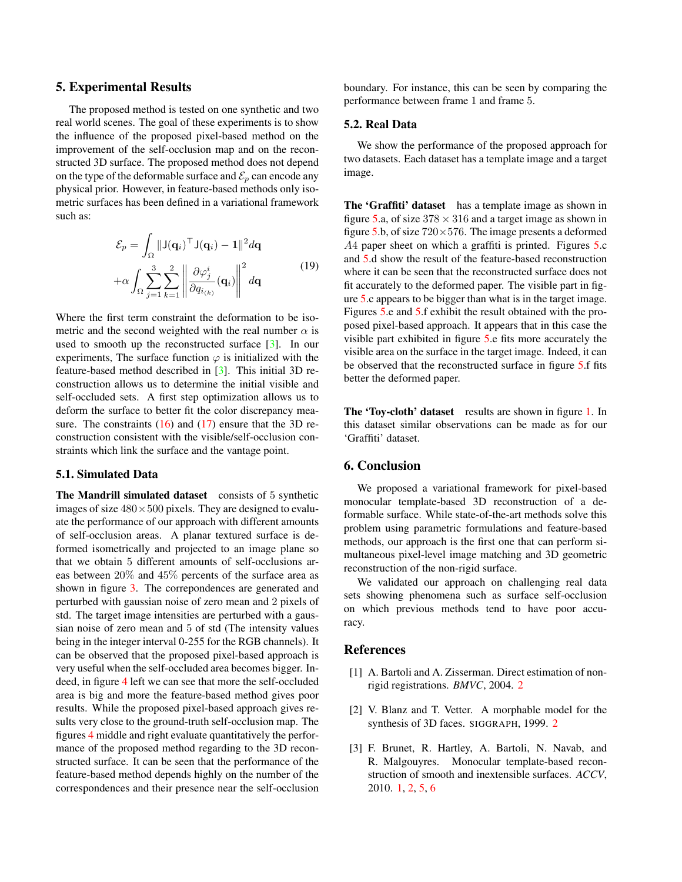## 5. Experimental Results

The proposed method is tested on one synthetic and two real world scenes. The goal of these experiments is to show the influence of the proposed pixel-based method on the improvement of the self-occlusion map and on the reconstructed 3D surface. The proposed method does not depend on the type of the deformable surface and $\mathcal{E}_p$ can encode any physical prior. However, in feature-based methods only isometric surfaces has been defined in a variational framework such as:

$$
\begin{aligned}
\mathcal{E}_p = & \int_\Omega \|\mathsf{J}(\mathbf{q}_i)^\top \mathsf{J}(\mathbf{q}_i) - \mathbf{1}\|^2 d\mathbf{q} \\
& + \alpha \int_\Omega \sum_{j=1}^{3} \sum_{k=1}^{2} \left\| \frac{\partial \varphi_j^i}{\partial q_{i_{(k)}}}(\mathbf{q}_i) \right\|^2 d\mathbf{q}
\end{aligned}
\tag{19}
$$

Where the first term constraint the deformation to be isometric and the second weighted with the real number $\alpha$ is used to smooth up the reconstructed surface [3]. In our experiments, The surface function $\varphi$ is initialized with the feature-based method described in [3]. This initial 3D reconstruction allows us to determine the initial visible and self-occluded sets. A first step optimization allows us to deform the surface to better fit the color discrepancy measure. The constraints (16) and (17) ensure that the 3D reconstruction consistent with the visible/self-occlusion constraints which link the surface and the vantage point.

### 5.1. Simulated Data

**The Mandrill simulated dataset** consists of 5 synthetic images of size $480 \times 500$ pixels. They are designed to evaluate the performance of our approach with different amounts of self-occlusion areas. A planar textured surface is deformed isometrically and projected to an image plane so that we obtain 5 different amounts of self-occlusions areas between 20% and 45% percents of the surface area as shown in figure 3. The correpondences are generated and perturbed with gaussian noise of zero mean and 2 pixels of std. The target image intensities are perturbed with a gaussian noise of zero mean and 5 of std (The intensity values being in the integer interval 0-255 for the RGB channels). It can be observed that the proposed pixel-based approach is very useful when the self-occluded area becomes bigger. Indeed, in figure 4 left we can see that more the self-occluded area is big and more the feature-based method gives poor results. While the proposed pixel-based approach gives results very close to the ground-truth self-occlusion map. The figures 4 middle and right evaluate quantitatively the performance of the proposed method regarding to the 3D reconstructed surface. It can be seen that the performance of the feature-based method depends highly on the number of the correspondences and their presence near the self-occlusion boundary. For instance, this can be seen by comparing the performance between frame 1 and frame 5.

### 5.2. Real Data

We show the performance of the proposed approach for two datasets. Each dataset has a template image and a target image.

**The 'Graffiti' dataset** has a template image as shown in figure 5.a, of size $378 \times 316$ and a target image as shown in figure 5.b, of size $720 \times 576$. The image presents a deformed $A4$ paper sheet on which a graffiti is printed. Figures 5.c and 5.d show the result of the feature-based reconstruction where it can be seen that the reconstructed surface does not fit accurately to the deformed paper. The visible part in figure 5.c appears to be bigger than what is in the target image. Figures 5.e and 5.f exhibit the result obtained with the proposed pixel-based approach. It appears that in this case the visible part exhibited in figure 5.e fits more accurately the visible area on the surface in the target image. Indeed, it can be observed that the reconstructed surface in figure 5.f fits better the deformed paper.

**The 'Toy-cloth' dataset** results are shown in figure 1. In this dataset similar observations can be made as for our 'Graffiti' dataset.

## 6. Conclusion

We proposed a variational framework for pixel-based monocular template-based 3D reconstruction of a deformable surface. While state-of-the-art methods solve this problem using parametric formulations and feature-based methods, our approach is the first one that can perform simultaneous pixel-level image matching and 3D geometric reconstruction of the non-rigid surface.

We validated our approach on challenging real data sets showing phenomena such as surface self-occlusion on which previous methods tend to have poor accuracy.

## References

[1] A. Bartoli and A. Zisserman. Direct estimation of non-rigid registrations. *BMVC*, 2004. 2

[2] V. Blanz and T. Vetter. A morphable model for the synthesis of 3D faces. SIGGRAPH, 1999. 2

[3] F. Brunet, R. Hartley, A. Bartoli, N. Navab, and R. Malgouyres. Monocular template-based reconstruction of smooth and inextensible surfaces. *ACCV*, 2010. 1, 2, 5, 6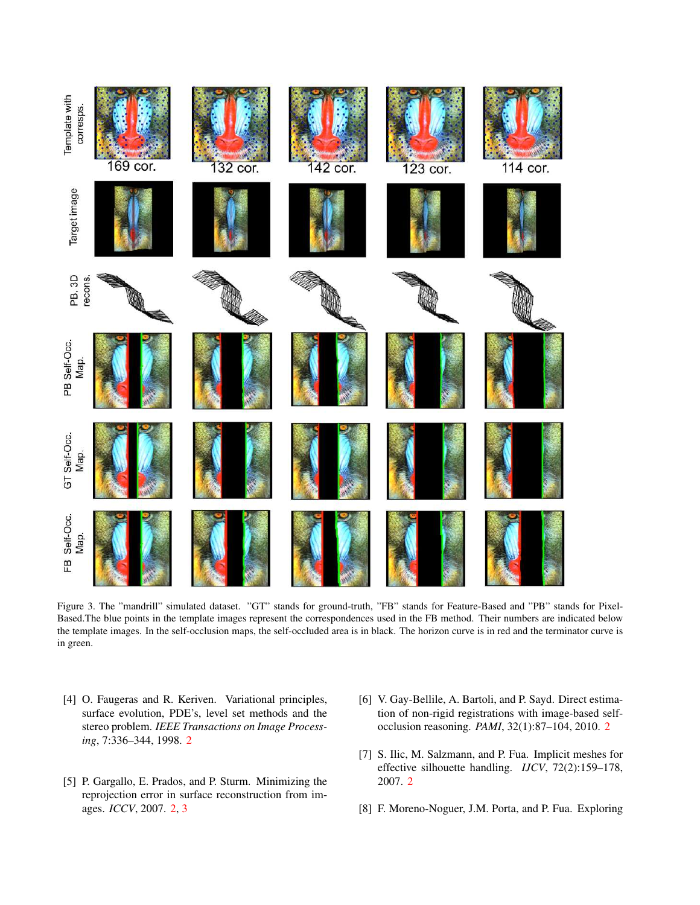Figure 3. The "mandrill" simulated dataset. "GT" stands for ground-truth, "FB" stands for Feature-Based and "PB" stands for Pixel-Based.The blue points in the template images represent the correspondences used in the FB method. Their numbers are indicated below the template images. In the self-occlusion maps, the self-occluded area is in black. The horizon curve is in red and the terminator curve is in green.

[4] O. Faugeras and R. Keriven. Variational principles, surface evolution, PDE's, level set methods and the stereo problem. *IEEE Transactions on Image Processing*, 7:336–344, 1998. 2

[5] P. Gargallo, E. Prados, and P. Sturm. Minimizing the reprojection error in surface reconstruction from images. *ICCV*, 2007. 2, 3

[6] V. Gay-Bellile, A. Bartoli, and P. Sayd. Direct estimation of non-rigid registrations with image-based self-occlusion reasoning. *PAMI*, 32(1):87–104, 2010. 2

[7] S. Ilic, M. Salzmann, and P. Fua. Implicit meshes for effective silhouette handling. *IJCV*, 72(2):159–178, 2007. 2

[8] F. Moreno-Noguer, J.M. Porta, and P. Fua. Exploring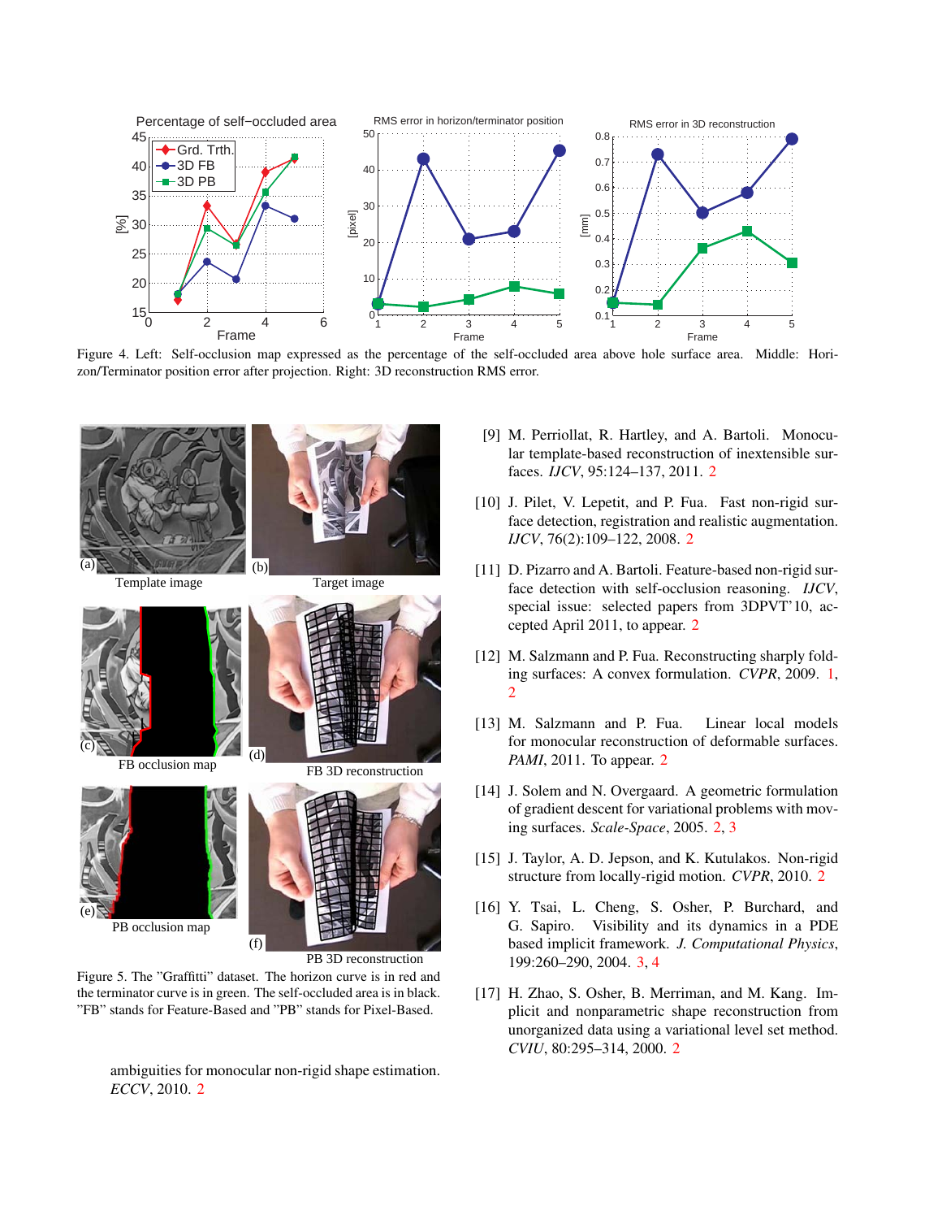Percentage of self−occluded area

45
40
35
30
25
20
15

[%]

0 2 4 6

Frame

Grd. Trth.
3D FB
3D PB

RMS error in horizon/terminator position

50
40
30
20
10
0

[pixel]

1 2 3 4 5

Frame

RMS error in 3D reconstruction

0.8
0.7
0.6
0.5
0.4
0.3
0.2
0.1

[mm]

1 2 3 4 5

Frame

Figure 4. Left: Self-occlusion map expressed as the percentage of the self-occluded area above hole surface area. Middle: Horizon/Terminator position error after projection. Right: 3D reconstruction RMS error.

(a) Template image

(b) Target image

(c) FB occlusion map

(d) FB 3D reconstruction

(e) PB occlusion map

(f) PB 3D reconstruction

Figure 5. The "Graffitti" dataset. The horizon curve is in red and the terminator curve is in green. The self-occluded area is in black. "FB" stands for Feature-Based and "PB" stands for Pixel-Based.

ambiguities for monocular non-rigid shape estimation. *ECCV*, 2010. 2

[9] M. Perriollat, R. Hartley, and A. Bartoli. Monocular template-based reconstruction of inextensible surfaces. *IJCV*, 95:124–137, 2011. 2

[10] J. Pilet, V. Lepetit, and P. Fua. Fast non-rigid surface detection, registration and realistic augmentation. *IJCV*, 76(2):109–122, 2008. 2

[11] D. Pizarro and A. Bartoli. Feature-based non-rigid surface detection with self-occlusion reasoning. *IJCV*, special issue: selected papers from 3DPVT'10, accepted April 2011, to appear. 2

[12] M. Salzmann and P. Fua. Reconstructing sharply folding surfaces: A convex formulation. *CVPR*, 2009. 1, 2

[13] M. Salzmann and P. Fua. Linear local models for monocular reconstruction of deformable surfaces. *PAMI*, 2011. To appear. 2

[14] J. Solem and N. Overgaard. A geometric formulation of gradient descent for variational problems with moving surfaces. *Scale-Space*, 2005. 2, 3

[15] J. Taylor, A. D. Jepson, and K. Kutulakos. Non-rigid structure from locally-rigid motion. *CVPR*, 2010. 2

[16] Y. Tsai, L. Cheng, S. Osher, P. Burchard, and G. Sapiro. Visibility and its dynamics in a PDE based implicit framework. *J. Computational Physics*, 199:260–290, 2004. 3, 4

[17] H. Zhao, S. Osher, B. Merriman, and M. Kang. Implicit and nonparametric shape reconstruction from unorganized data using a variational level set method. *CVIU*, 80:295–314, 2000. 2